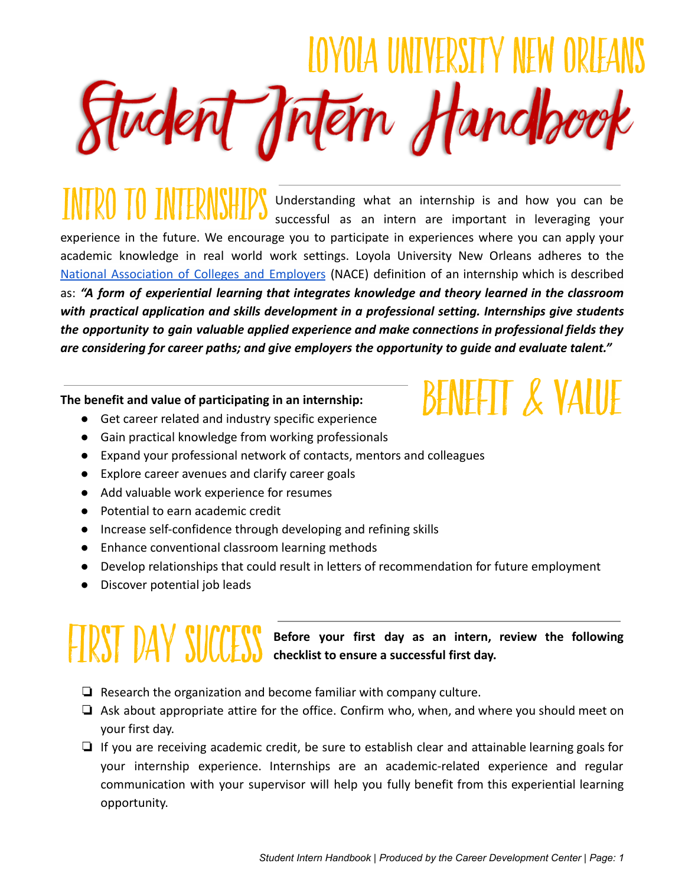# Loyola University New Orleans

# Student Intern Handbook

## Intro to Internships

Understanding what an internship is and how you can be successful as an intern are important in leveraging your experience in the future. We encourage you to participate in experiences where you can apply your academic knowledge in real world work settings. Loyola University New Orleans adheres to the [National Association of Colleges and Employers](National Association of Colleges and Employers) (NACE) definition of an internship which is described as: ***"A form of experiential learning that integrates knowledge and theory learned in the classroom with practical application and skills development in a professional setting. Internships give students the opportunity to gain valuable applied experience and make connections in professional fields they are considering for career paths; and give employers the opportunity to guide and evaluate talent."***

## Benefit & Value

**The benefit and value of participating in an internship:**

- Get career related and industry specific experience
- Gain practical knowledge from working professionals
- Expand your professional network of contacts, mentors and colleagues
- Explore career avenues and clarify career goals
- Add valuable work experience for resumes
- Potential to earn academic credit
- Increase self-confidence through developing and refining skills
- Enhance conventional classroom learning methods
- Develop relationships that could result in letters of recommendation for future employment
- Discover potential job leads

## First Day Success

**Before your first day as an intern, review the following checklist to ensure a successful first day.**

- ❏ Research the organization and become familiar with company culture.
- ❏ Ask about appropriate attire for the office. Confirm who, when, and where you should meet on your first day.
- ❏ If you are receiving academic credit, be sure to establish clear and attainable learning goals for your internship experience. Internships are an academic-related experience and regular communication with your supervisor will help you fully benefit from this experiential learning opportunity.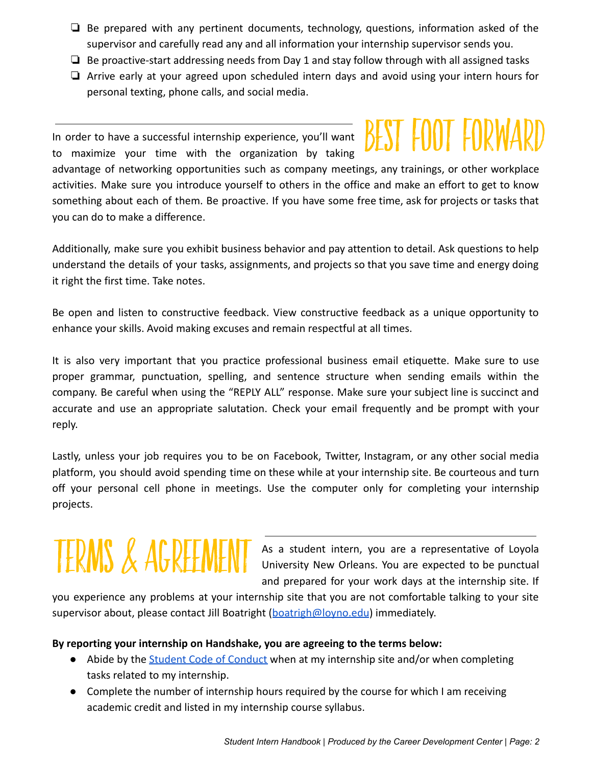- ❏ Be prepared with any pertinent documents, technology, questions, information asked of the supervisor and carefully read any and all information your internship supervisor sends you.
- ❏ Be proactive-start addressing needs from Day 1 and stay follow through with all assigned tasks
- ❏ Arrive early at your agreed upon scheduled intern days and avoid using your intern hours for personal texting, phone calls, and social media.

## BEST FOOT FORWARD

In order to have a successful internship experience, you'll want to maximize your time with the organization by taking advantage of networking opportunities such as company meetings, any trainings, or other workplace activities. Make sure you introduce yourself to others in the office and make an effort to get to know something about each of them. Be proactive. If you have some free time, ask for projects or tasks that you can do to make a difference.

Additionally, make sure you exhibit business behavior and pay attention to detail. Ask questions to help understand the details of your tasks, assignments, and projects so that you save time and energy doing it right the first time. Take notes.

Be open and listen to constructive feedback. View constructive feedback as a unique opportunity to enhance your skills. Avoid making excuses and remain respectful at all times.

It is also very important that you practice professional business email etiquette. Make sure to use proper grammar, punctuation, spelling, and sentence structure when sending emails within the company. Be careful when using the "REPLY ALL" response. Make sure your subject line is succinct and accurate and use an appropriate salutation. Check your email frequently and be prompt with your reply.

Lastly, unless your job requires you to be on Facebook, Twitter, Instagram, or any other social media platform, you should avoid spending time on these while at your internship site. Be courteous and turn off your personal cell phone in meetings. Use the computer only for completing your internship projects.

## TERMS & AGREEMENT

As a student intern, you are a representative of Loyola University New Orleans. You are expected to be punctual and prepared for your work days at the internship site. If you experience any problems at your internship site that you are not comfortable talking to your site supervisor about, please contact Jill Boatright (boatrigh@loyno.edu) immediately.

**By reporting your internship on Handshake, you are agreeing to the terms below:**

- Abide by the Student Code of Conduct when at my internship site and/or when completing tasks related to my internship.
- Complete the number of internship hours required by the course for which I am receiving academic credit and listed in my internship course syllabus.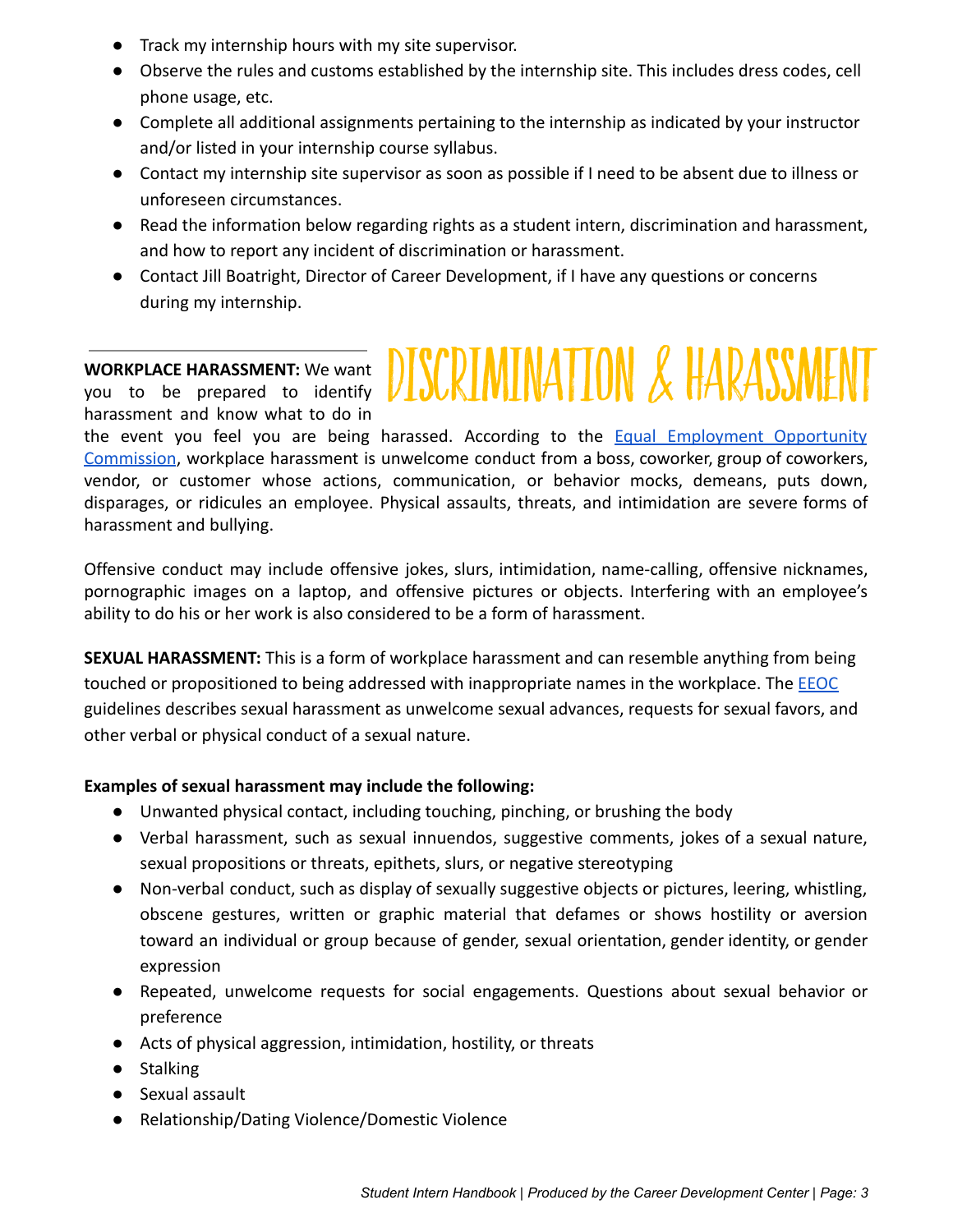- Track my internship hours with my site supervisor.
- Observe the rules and customs established by the internship site. This includes dress codes, cell phone usage, etc.
- Complete all additional assignments pertaining to the internship as indicated by your instructor and/or listed in your internship course syllabus.
- Contact my internship site supervisor as soon as possible if I need to be absent due to illness or unforeseen circumstances.
- Read the information below regarding rights as a student intern, discrimination and harassment, and how to report any incident of discrimination or harassment.
- Contact Jill Boatright, Director of Career Development, if I have any questions or concerns during my internship.

# DISCRIMINATION & HARASSMENT

**WORKPLACE HARASSMENT:** We want you to be prepared to identify harassment and know what to do in the event you feel you are being harassed. According to the [Equal Employment Opportunity Commission](), workplace harassment is unwelcome conduct from a boss, coworker, group of coworkers, vendor, or customer whose actions, communication, or behavior mocks, demeans, puts down, disparages, or ridicules an employee. Physical assaults, threats, and intimidation are severe forms of harassment and bullying.

Offensive conduct may include offensive jokes, slurs, intimidation, name-calling, offensive nicknames, pornographic images on a laptop, and offensive pictures or objects. Interfering with an employee's ability to do his or her work is also considered to be a form of harassment.

**SEXUAL HARASSMENT:** This is a form of workplace harassment and can resemble anything from being touched or propositioned to being addressed with inappropriate names in the workplace. The [EEOC]() guidelines describes sexual harassment as unwelcome sexual advances, requests for sexual favors, and other verbal or physical conduct of a sexual nature.

**Examples of sexual harassment may include the following:**

- Unwanted physical contact, including touching, pinching, or brushing the body
- Verbal harassment, such as sexual innuendos, suggestive comments, jokes of a sexual nature, sexual propositions or threats, epithets, slurs, or negative stereotyping
- Non-verbal conduct, such as display of sexually suggestive objects or pictures, leering, whistling, obscene gestures, written or graphic material that defames or shows hostility or aversion toward an individual or group because of gender, sexual orientation, gender identity, or gender expression
- Repeated, unwelcome requests for social engagements. Questions about sexual behavior or preference
- Acts of physical aggression, intimidation, hostility, or threats
- Stalking
- Sexual assault
- Relationship/Dating Violence/Domestic Violence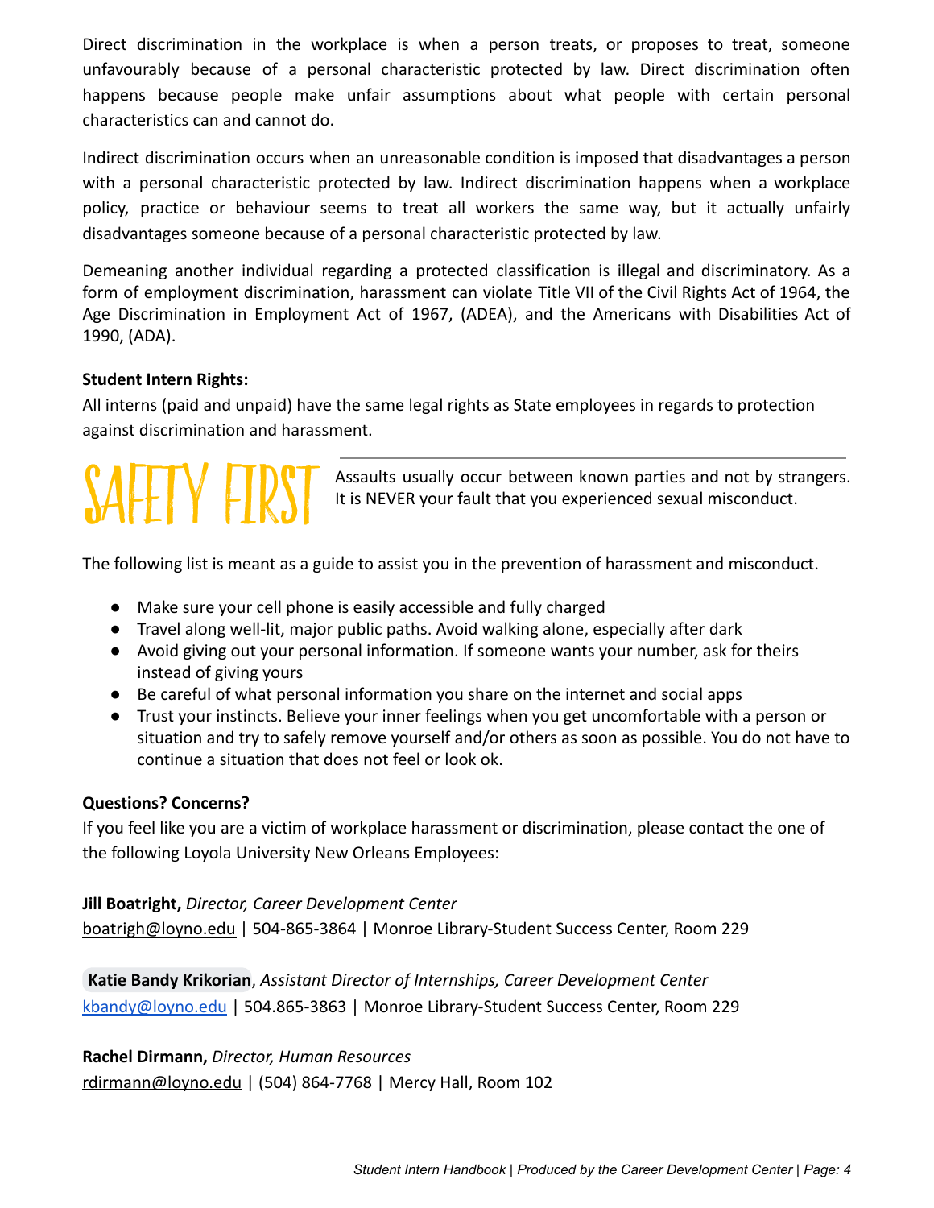Direct discrimination in the workplace is when a person treats, or proposes to treat, someone unfavourably because of a personal characteristic protected by law. Direct discrimination often happens because people make unfair assumptions about what people with certain personal characteristics can and cannot do.

Indirect discrimination occurs when an unreasonable condition is imposed that disadvantages a person with a personal characteristic protected by law. Indirect discrimination happens when a workplace policy, practice or behaviour seems to treat all workers the same way, but it actually unfairly disadvantages someone because of a personal characteristic protected by law.

Demeaning another individual regarding a protected classification is illegal and discriminatory. As a form of employment discrimination, harassment can violate Title VII of the Civil Rights Act of 1964, the Age Discrimination in Employment Act of 1967, (ADEA), and the Americans with Disabilities Act of 1990, (ADA).

**Student Intern Rights:**

All interns (paid and unpaid) have the same legal rights as State employees in regards to protection against discrimination and harassment.

## SAFETY FIRST

Assaults usually occur between known parties and not by strangers. It is NEVER your fault that you experienced sexual misconduct.

The following list is meant as a guide to assist you in the prevention of harassment and misconduct.

- Make sure your cell phone is easily accessible and fully charged
- Travel along well-lit, major public paths. Avoid walking alone, especially after dark
- Avoid giving out your personal information. If someone wants your number, ask for theirs instead of giving yours
- Be careful of what personal information you share on the internet and social apps
- Trust your instincts. Believe your inner feelings when you get uncomfortable with a person or situation and try to safely remove yourself and/or others as soon as possible. You do not have to continue a situation that does not feel or look ok.

**Questions? Concerns?**

If you feel like you are a victim of workplace harassment or discrimination, please contact the one of the following Loyola University New Orleans Employees:

**Jill Boatright,** *Director, Career Development Center*
boatrigh@loyno.edu | 504-865-3864 | Monroe Library-Student Success Center, Room 229

**Katie Bandy Krikorian**, *Assistant Director of Internships, Career Development Center*
kbandy@loyno.edu | 504.865-3863 | Monroe Library-Student Success Center, Room 229

**Rachel Dirmann,** *Director, Human Resources*
rdirmann@loyno.edu | (504) 864-7768 | Mercy Hall, Room 102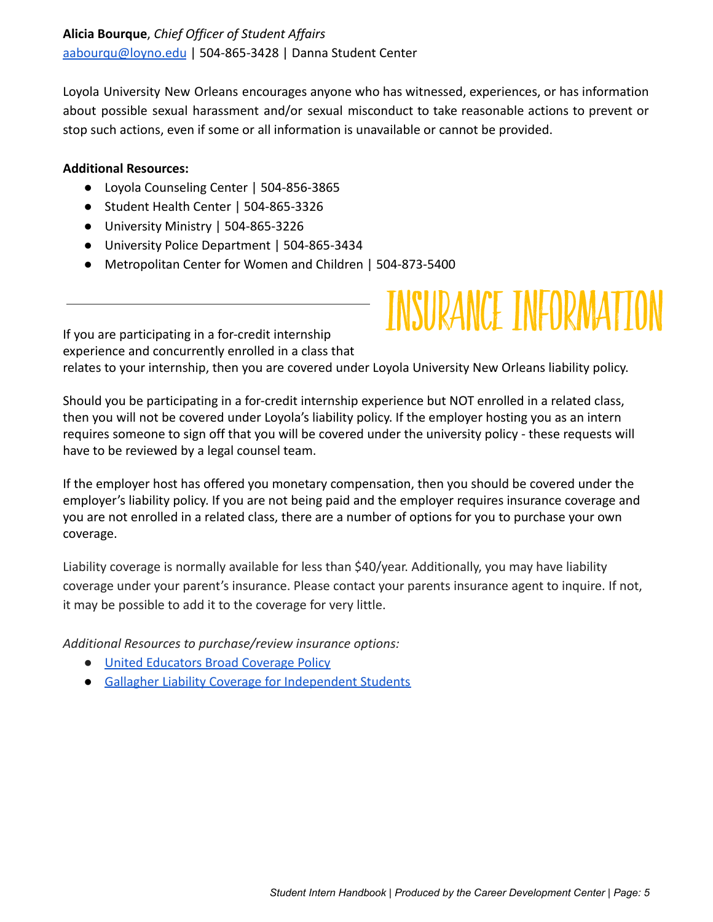**Alicia Bourque**, *Chief Officer of Student Affairs*
aabourqu@loyno.edu | 504-865-3428 | Danna Student Center

Loyola University New Orleans encourages anyone who has witnessed, experiences, or has information about possible sexual harassment and/or sexual misconduct to take reasonable actions to prevent or stop such actions, even if some or all information is unavailable or cannot be provided.

**Additional Resources:**

- Loyola Counseling Center | 504-856-3865
- Student Health Center | 504-865-3326
- University Ministry | 504-865-3226
- University Police Department | 504-865-3434
- Metropolitan Center for Women and Children | 504-873-5400

## INSURANCE INFORMATION

If you are participating in a for-credit internship experience and concurrently enrolled in a class that relates to your internship, then you are covered under Loyola University New Orleans liability policy.

Should you be participating in a for-credit internship experience but NOT enrolled in a related class, then you will not be covered under Loyola's liability policy. If the employer hosting you as an intern requires someone to sign off that you will be covered under the university policy - these requests will have to be reviewed by a legal counsel team.

If the employer host has offered you monetary compensation, then you should be covered under the employer's liability policy. If you are not being paid and the employer requires insurance coverage and you are not enrolled in a related class, there are a number of options for you to purchase your own coverage.

Liability coverage is normally available for less than $40/year. Additionally, you may have liability coverage under your parent's insurance. Please contact your parents insurance agent to inquire. If not, it may be possible to add it to the coverage for very little.

*Additional Resources to purchase/review insurance options:*

- United Educators Broad Coverage Policy
- Gallagher Liability Coverage for Independent Students